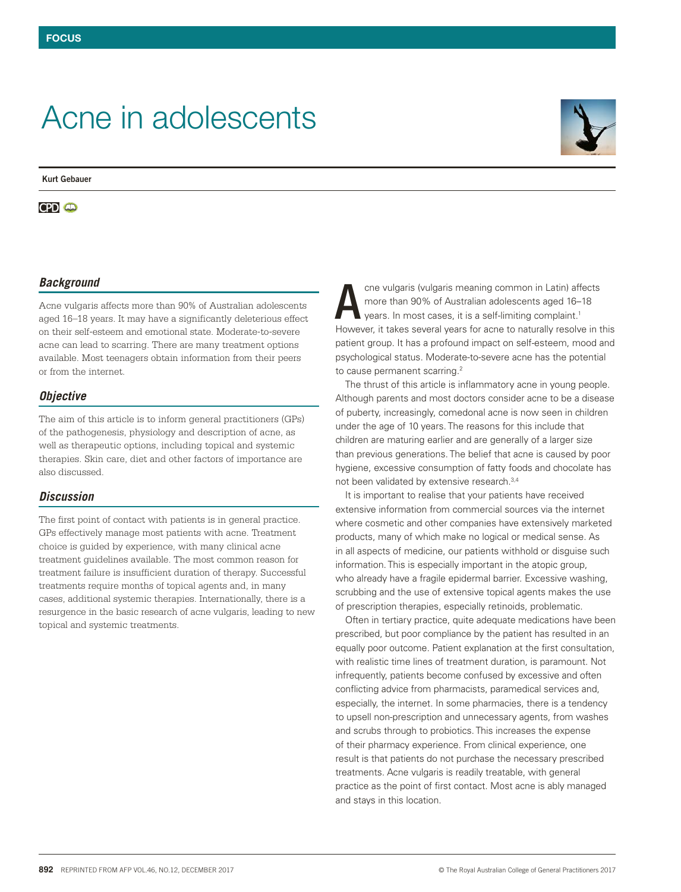FOCUS

# Acne in adolescents

**Kurt Gebauer**

CPD

## Background

Acne vulgaris affects more than 90% of Australian adolescents aged 16–18 years. It may have a significantly deleterious effect on their self-esteem and emotional state. Moderate-to-severe acne can lead to scarring. There are many treatment options available. Most teenagers obtain information from their peers or from the internet.

## Objective

The aim of this article is to inform general practitioners (GPs) of the pathogenesis, physiology and description of acne, as well as therapeutic options, including topical and systemic therapies. Skin care, diet and other factors of importance are also discussed.

## Discussion

The first point of contact with patients is in general practice. GPs effectively manage most patients with acne. Treatment choice is guided by experience, with many clinical acne treatment guidelines available. The most common reason for treatment failure is insufficient duration of therapy. Successful treatments require months of topical agents and, in many cases, additional systemic therapies. Internationally, there is a resurgence in the basic research of acne vulgaris, leading to new topical and systemic treatments.

Acne vulgaris (vulgaris meaning common in Latin) affects more than 90% of Australian adolescents aged 16–18 years. In most cases, it is a self-limiting complaint.[1] However, it takes several years for acne to naturally resolve in this patient group. It has a profound impact on self-esteem, mood and psychological status. Moderate-to-severe acne has the potential to cause permanent scarring.[2]

The thrust of this article is inflammatory acne in young people. Although parents and most doctors consider acne to be a disease of puberty, increasingly, comedonal acne is now seen in children under the age of 10 years. The reasons for this include that children are maturing earlier and are generally of a larger size than previous generations. The belief that acne is caused by poor hygiene, excessive consumption of fatty foods and chocolate has not been validated by extensive research.[3,4]

It is important to realise that your patients have received extensive information from commercial sources via the internet where cosmetic and other companies have extensively marketed products, many of which make no logical or medical sense. As in all aspects of medicine, our patients withhold or disguise such information. This is especially important in the atopic group, who already have a fragile epidermal barrier. Excessive washing, scrubbing and the use of extensive topical agents makes the use of prescription therapies, especially retinoids, problematic.

Often in tertiary practice, quite adequate medications have been prescribed, but poor compliance by the patient has resulted in an equally poor outcome. Patient explanation at the first consultation, with realistic time lines of treatment duration, is paramount. Not infrequently, patients become confused by excessive and often conflicting advice from pharmacists, paramedical services and, especially, the internet. In some pharmacies, there is a tendency to upsell non-prescription and unnecessary agents, from washes and scrubs through to probiotics. This increases the expense of their pharmacy experience. From clinical experience, one result is that patients do not purchase the necessary prescribed treatments. Acne vulgaris is readily treatable, with general practice as the point of first contact. Most acne is ably managed and stays in this location.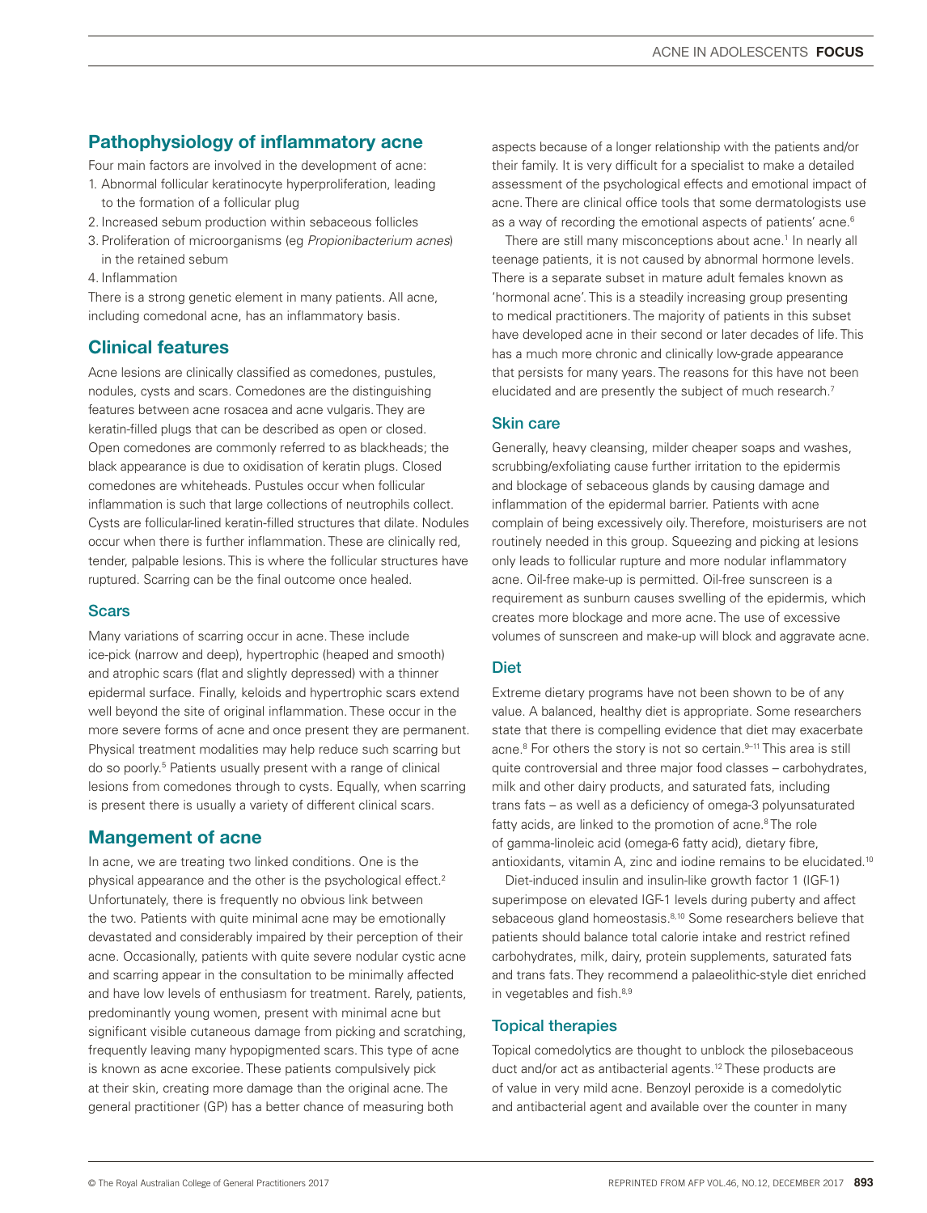## Pathophysiology of inflammatory acne

Four main factors are involved in the development of acne:

1. Abnormal follicular keratinocyte hyperproliferation, leading to the formation of a follicular plug
2. Increased sebum production within sebaceous follicles
3. Proliferation of microorganisms (eg *Propionibacterium acnes*) in the retained sebum
4. Inflammation

There is a strong genetic element in many patients. All acne, including comedonal acne, has an inflammatory basis.

## Clinical features

Acne lesions are clinically classified as comedones, pustules, nodules, cysts and scars. Comedones are the distinguishing features between acne rosacea and acne vulgaris. They are keratin-filled plugs that can be described as open or closed. Open comedones are commonly referred to as blackheads; the black appearance is due to oxidisation of keratin plugs. Closed comedones are whiteheads. Pustules occur when follicular inflammation is such that large collections of neutrophils collect. Cysts are follicular-lined keratin-filled structures that dilate. Nodules occur when there is further inflammation. These are clinically red, tender, palpable lesions. This is where the follicular structures have ruptured. Scarring can be the final outcome once healed.

### Scars

Many variations of scarring occur in acne. These include ice-pick (narrow and deep), hypertrophic (heaped and smooth) and atrophic scars (flat and slightly depressed) with a thinner epidermal surface. Finally, keloids and hypertrophic scars extend well beyond the site of original inflammation. These occur in the more severe forms of acne and once present they are permanent. Physical treatment modalities may help reduce such scarring but do so poorly.[5] Patients usually present with a range of clinical lesions from comedones through to cysts. Equally, when scarring is present there is usually a variety of different clinical scars.

## Mangement of acne

In acne, we are treating two linked conditions. One is the physical appearance and the other is the psychological effect.[2] Unfortunately, there is frequently no obvious link between the two. Patients with quite minimal acne may be emotionally devastated and considerably impaired by their perception of their acne. Occasionally, patients with quite severe nodular cystic acne and scarring appear in the consultation to be minimally affected and have low levels of enthusiasm for treatment. Rarely, patients, predominantly young women, present with minimal acne but significant visible cutaneous damage from picking and scratching, frequently leaving many hypopigmented scars. This type of acne is known as acne excoriee. These patients compulsively pick at their skin, creating more damage than the original acne. The general practitioner (GP) has a better chance of measuring both aspects because of a longer relationship with the patients and/or their family. It is very difficult for a specialist to make a detailed assessment of the psychological effects and emotional impact of acne. There are clinical office tools that some dermatologists use as a way of recording the emotional aspects of patients' acne.[6]

There are still many misconceptions about acne.[1] In nearly all teenage patients, it is not caused by abnormal hormone levels. There is a separate subset in mature adult females known as 'hormonal acne'. This is a steadily increasing group presenting to medical practitioners. The majority of patients in this subset have developed acne in their second or later decades of life. This has a much more chronic and clinically low-grade appearance that persists for many years. The reasons for this have not been elucidated and are presently the subject of much research.[7]

### Skin care

Generally, heavy cleansing, milder cheaper soaps and washes, scrubbing/exfoliating cause further irritation to the epidermis and blockage of sebaceous glands by causing damage and inflammation of the epidermal barrier. Patients with acne complain of being excessively oily. Therefore, moisturisers are not routinely needed in this group. Squeezing and picking at lesions only leads to follicular rupture and more nodular inflammatory acne. Oil-free make-up is permitted. Oil-free sunscreen is a requirement as sunburn causes swelling of the epidermis, which creates more blockage and more acne. The use of excessive volumes of sunscreen and make-up will block and aggravate acne.

### Diet

Extreme dietary programs have not been shown to be of any value. A balanced, healthy diet is appropriate. Some researchers state that there is compelling evidence that diet may exacerbate acne.[8] For others the story is not so certain.[9–11] This area is still quite controversial and three major food classes – carbohydrates, milk and other dairy products, and saturated fats, including trans fats – as well as a deficiency of omega-3 polyunsaturated fatty acids, are linked to the promotion of acne.[8] The role of gamma-linoleic acid (omega-6 fatty acid), dietary fibre, antioxidants, vitamin A, zinc and iodine remains to be elucidated.[10]

Diet-induced insulin and insulin-like growth factor 1 (IGF-1) superimpose on elevated IGF-1 levels during puberty and affect sebaceous gland homeostasis.[8,10] Some researchers believe that patients should balance total calorie intake and restrict refined carbohydrates, milk, dairy, protein supplements, saturated fats and trans fats. They recommend a palaeolithic-style diet enriched in vegetables and fish.[8,9]

### Topical therapies

Topical comedolytics are thought to unblock the pilosebaceous duct and/or act as antibacterial agents.[12] These products are of value in very mild acne. Benzoyl peroxide is a comedolytic and antibacterial agent and available over the counter in many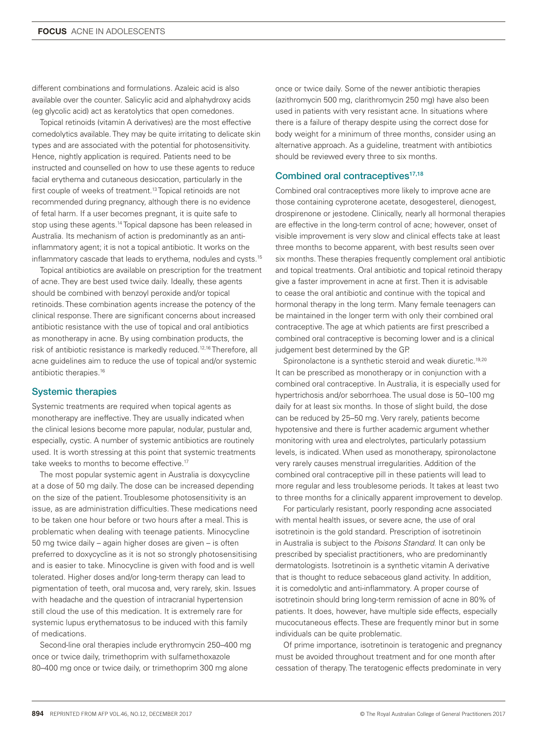different combinations and formulations. Azaleic acid is also available over the counter. Salicylic acid and alphahydroxy acids (eg glycolic acid) act as keratolytics that open comedones.

Topical retinoids (vitamin A derivatives) are the most effective comedolytics available. They may be quite irritating to delicate skin types and are associated with the potential for photosensitivity. Hence, nightly application is required. Patients need to be instructed and counselled on how to use these agents to reduce facial erythema and cutaneous desiccation, particularly in the first couple of weeks of treatment.[13] Topical retinoids are not recommended during pregnancy, although there is no evidence of fetal harm. If a user becomes pregnant, it is quite safe to stop using these agents.[14] Topical dapsone has been released in Australia. Its mechanism of action is predominantly as an anti-inflammatory agent; it is not a topical antibiotic. It works on the inflammatory cascade that leads to erythema, nodules and cysts.[15]

Topical antibiotics are available on prescription for the treatment of acne. They are best used twice daily. Ideally, these agents should be combined with benzoyl peroxide and/or topical retinoids. These combination agents increase the potency of the clinical response. There are significant concerns about increased antibiotic resistance with the use of topical and oral antibiotics as monotherapy in acne. By using combination products, the risk of antibiotic resistance is markedly reduced.[12,16] Therefore, all acne guidelines aim to reduce the use of topical and/or systemic antibiotic therapies.[16]

## Systemic therapies

Systemic treatments are required when topical agents as monotherapy are ineffective. They are usually indicated when the clinical lesions become more papular, nodular, pustular and, especially, cystic. A number of systemic antibiotics are routinely used. It is worth stressing at this point that systemic treatments take weeks to months to become effective.[17]

The most popular systemic agent in Australia is doxycycline at a dose of 50 mg daily. The dose can be increased depending on the size of the patient. Troublesome photosensitivity is an issue, as are administration difficulties. These medications need to be taken one hour before or two hours after a meal. This is problematic when dealing with teenage patients. Minocycline 50 mg twice daily – again higher doses are given – is often preferred to doxycycline as it is not so strongly photosensitising and is easier to take. Minocycline is given with food and is well tolerated. Higher doses and/or long-term therapy can lead to pigmentation of teeth, oral mucosa and, very rarely, skin. Issues with headache and the question of intracranial hypertension still cloud the use of this medication. It is extremely rare for systemic lupus erythematosus to be induced with this family of medications.

Second-line oral therapies include erythromycin 250–400 mg once or twice daily, trimethoprim with sulfamethoxazole 80–400 mg once or twice daily, or trimethoprim 300 mg alone once or twice daily. Some of the newer antibiotic therapies (azithromycin 500 mg, clarithromycin 250 mg) have also been used in patients with very resistant acne. In situations where there is a failure of therapy despite using the correct dose for body weight for a minimum of three months, consider using an alternative approach. As a guideline, treatment with antibiotics should be reviewed every three to six months.

## Combined oral contraceptives[17,18]

Combined oral contraceptives more likely to improve acne are those containing cyproterone acetate, desogesterel, dienogest, drospirenone or jestodene. Clinically, nearly all hormonal therapies are effective in the long-term control of acne; however, onset of visible improvement is very slow and clinical effects take at least three months to become apparent, with best results seen over six months. These therapies frequently complement oral antibiotic and topical treatments. Oral antibiotic and topical retinoid therapy give a faster improvement in acne at first. Then it is advisable to cease the oral antibiotic and continue with the topical and hormonal therapy in the long term. Many female teenagers can be maintained in the longer term with only their combined oral contraceptive. The age at which patients are first prescribed a combined oral contraceptive is becoming lower and is a clinical judgement best determined by the GP.

Spironolactone is a synthetic steroid and weak diuretic.[19,20] It can be prescribed as monotherapy or in conjunction with a combined oral contraceptive. In Australia, it is especially used for hypertrichosis and/or seborrhoea. The usual dose is 50–100 mg daily for at least six months. In those of slight build, the dose can be reduced by 25–50 mg. Very rarely, patients become hypotensive and there is further academic argument whether monitoring with urea and electrolytes, particularly potassium levels, is indicated. When used as monotherapy, spironolactone very rarely causes menstrual irregularities. Addition of the combined oral contraceptive pill in these patients will lead to more regular and less troublesome periods. It takes at least two to three months for a clinically apparent improvement to develop.

For particularly resistant, poorly responding acne associated with mental health issues, or severe acne, the use of oral isotretinoin is the gold standard. Prescription of isotretinoin in Australia is subject to the *Poisons Standard*. It can only be prescribed by specialist practitioners, who are predominantly dermatologists. Isotretinoin is a synthetic vitamin A derivative that is thought to reduce sebaceous gland activity. In addition, it is comedolytic and anti-inflammatory. A proper course of isotretinoin should bring long-term remission of acne in 80% of patients. It does, however, have multiple side effects, especially mucocutaneous effects. These are frequently minor but in some individuals can be quite problematic.

Of prime importance, isotretinoin is teratogenic and pregnancy must be avoided throughout treatment and for one month after cessation of therapy. The teratogenic effects predominate in very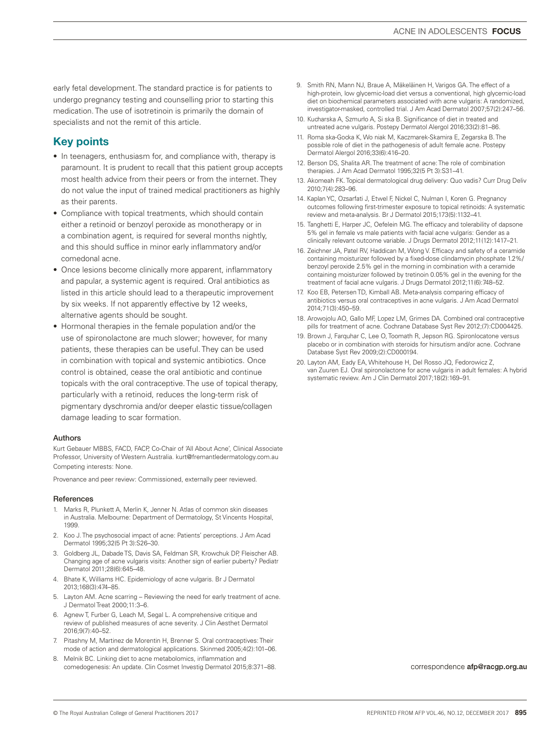early fetal development. The standard practice is for patients to undergo pregnancy testing and counselling prior to starting this medication. The use of isotretinoin is primarily the domain of specialists and not the remit of this article.

## Key points

- In teenagers, enthusiasm for, and compliance with, therapy is paramount. It is prudent to recall that this patient group accepts most health advice from their peers or from the internet. They do not value the input of trained medical practitioners as highly as their parents.
- Compliance with topical treatments, which should contain either a retinoid or benzoyl peroxide as monotherapy or in a combination agent, is required for several months nightly, and this should suffice in minor early inflammatory and/or comedonal acne.
- Once lesions become clinically more apparent, inflammatory and papular, a systemic agent is required. Oral antibiotics as listed in this article should lead to a therapeutic improvement by six weeks. If not apparently effective by 12 weeks, alternative agents should be sought.
- Hormonal therapies in the female population and/or the use of spironolactone are much slower; however, for many patients, these therapies can be useful. They can be used in combination with topical and systemic antibiotics. Once control is obtained, cease the oral antibiotic and continue topicals with the oral contraceptive. The use of topical therapy, particularly with a retinoid, reduces the long-term risk of pigmentary dyschromia and/or deeper elastic tissue/collagen damage leading to scar formation.

### Authors

Kurt Gebauer MBBS, FACD, FACP, Co-Chair of 'All About Acne', Clinical Associate Professor, University of Western Australia. kurt@fremantledermatology.com.au

Competing interests: None.

Provenance and peer review: Commissioned, externally peer reviewed.

### References

1. Marks R, Plunkett A, Merlin K, Jenner N. Atlas of common skin diseases in Australia. Melbourne: Department of Dermatology, St Vincents Hospital, 1999.
2. Koo J. The psychosocial impact of acne: Patients' perceptions. J Am Acad Dermatol 1995;32(5 Pt 3):S26–30.
3. Goldberg JL, Dabade TS, Davis SA, Feldman SR, Krowchuk DP, Fleischer AB. Changing age of acne vulgaris visits: Another sign of earlier puberty? Pediatr Dermatol 2011;28(6):645–48.
4. Bhate K, Williams HC. Epidemiology of acne vulgaris. Br J Dermatol 2013;168(3):474–85.
5. Layton AM. Acne scarring – Reviewing the need for early treatment of acne. J Dermatol Treat 2000;11:3–6.
6. Agnew T, Furber G, Leach M, Segal L. A comprehensive critique and review of published measures of acne severity. J Clin Aesthet Dermatol 2016;9(7):40–52.
7. Pitashny M, Martinez de Morentin H, Brenner S. Oral contraceptives: Their mode of action and dermatological applications. Skinmed 2005;4(2):101–06.
8. Melnik BC. Linking diet to acne metabolomics, inflammation and comedogenesis: An update. Clin Cosmet Investig Dermatol 2015;8:371–88.
9. Smith RN, Mann NJ, Braue A, Mäkeläinen H, Varigos GA. The effect of a high-protein, low glycemic-load diet versus a conventional, high glycemic-load diet on biochemical parameters associated with acne vulgaris: A randomized, investigator-masked, controlled trial. J Am Acad Dermatol 2007;57(2):247–56.
10. Kucharska A, Szmurło A, Si ska B. Significance of diet in treated and untreated acne vulgaris. Postepy Dermatol Alergol 2016;33(2):81–86.
11. Roma ska-Gocka K, Wo niak M, Kaczmarek-Skamira E, Zegarska B. The possible role of diet in the pathogenesis of adult female acne. Postepy Dermatol Alergol 2016;33(6):416–20.
12. Berson DS, Shalita AR. The treatment of acne: The role of combination therapies. J Am Acad Dermatol 1995;32(5 Pt 3):S31–41.
13. Akomeah FK. Topical dermatological drug delivery: Quo vadis? Curr Drug Deliv 2010;7(4):283–96.
14. Kaplan YC, Ozsarfati J, Etwel F, Nickel C, Nulman I, Koren G. Pregnancy outcomes following first-trimester exposure to topical retinoids: A systematic review and meta-analysis. Br J Dermatol 2015;173(5):1132–41.
15. Tanghetti E, Harper JC, Oefelein MG. The efficacy and tolerability of dapsone 5% gel in female vs male patients with facial acne vulgaris: Gender as a clinically relevant outcome variable. J Drugs Dermatol 2012;11(12):1417–21.
16. Zeichner JA, Patel RV, Haddican M, Wong V. Efficacy and safety of a ceramide containing moisturizer followed by a fixed-dose clindamycin phosphate 1.2%/ benzoyl peroxide 2.5% gel in the morning in combination with a ceramide containing moisturizer followed by tretinoin 0.05% gel in the evening for the treatment of facial acne vulgaris. J Drugs Dermatol 2012;11(6):748–52.
17. Koo EB, Petersen TD, Kimball AB. Meta-analysis comparing efficacy of antibiotics versus oral contraceptives in acne vulgaris. J Am Acad Dermatol 2014;71(3):450–59.
18. Arowojolu AO, Gallo MF, Lopez LM, Grimes DA. Combined oral contraceptive pills for treatment of acne. Cochrane Database Syst Rev 2012;(7):CD004425.
19. Brown J, Farquhar C, Lee O, Toomath R, Jepson RG. Spironolocatone versus placebo or in combination with steroids for hirsutism and/or acne. Cochrane Database Syst Rev 2009;(2):CD000194.
20. Layton AM, Eady EA, Whitehouse H, Del Rosso JQ, Fedorowicz Z, van Zuuren EJ. Oral spironolactone for acne vulgaris in adult females: A hybrid systematic review. Am J Clin Dermatol 2017;18(2):169–91.

correspondence afp@racgp.org.au